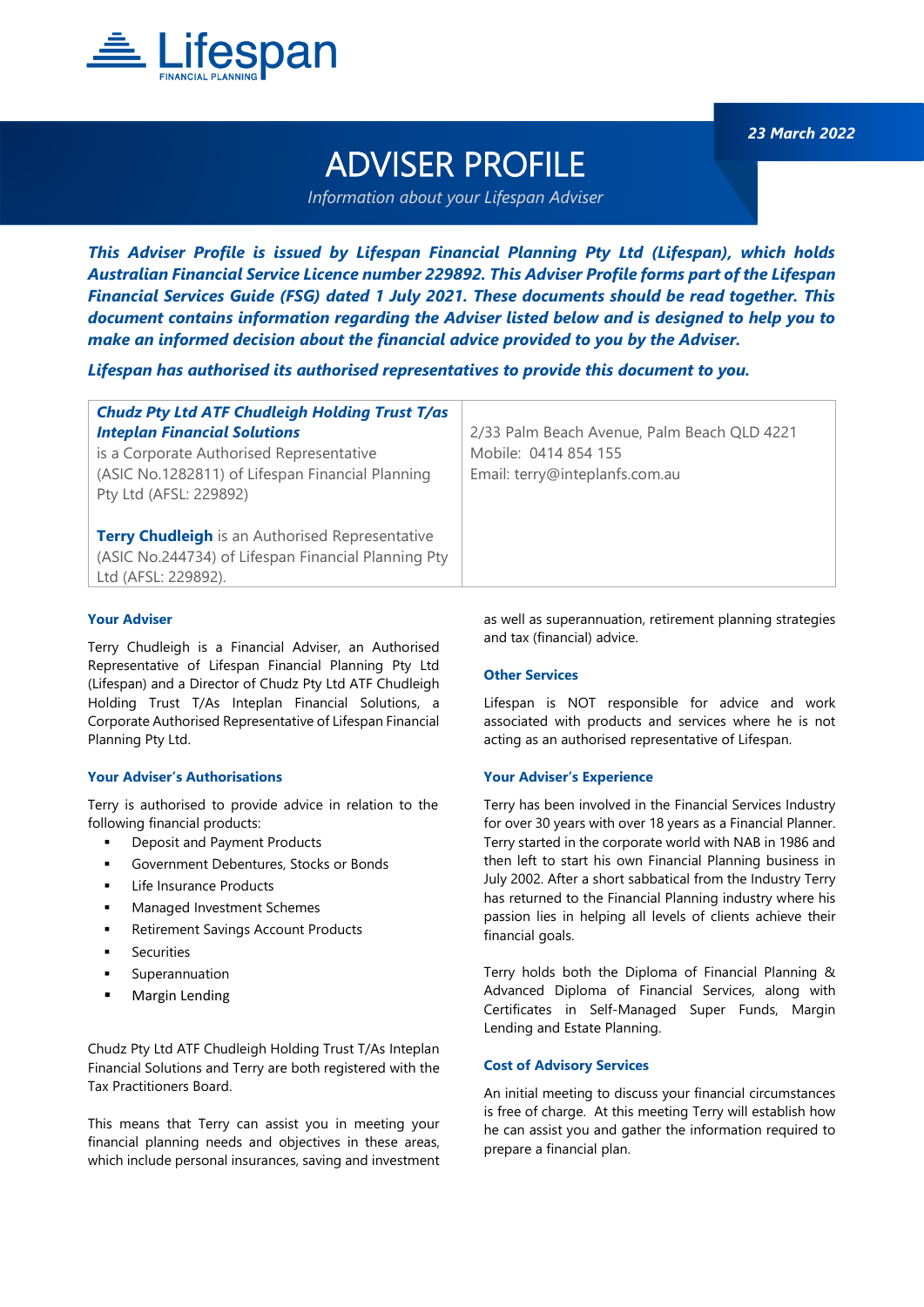Lifespan FINANCIAL PLANNING

23 March 2022

# ADVISER PROFILE

*Information about your Lifespan Adviser*

***This Adviser Profile is issued by Lifespan Financial Planning Pty Ltd (Lifespan), which holds Australian Financial Service Licence number 229892. This Adviser Profile forms part of the Lifespan Financial Services Guide (FSG) dated 1 July 2021. These documents should be read together. This document contains information regarding the Adviser listed below and is designed to help you to make an informed decision about the financial advice provided to you by the Adviser.***

***Lifespan has authorised its authorised representatives to provide this document to you.***

| | |
|---|---|
| ***Chudz Pty Ltd ATF Chudleigh Holding Trust T/as Inteplan Financial Solutions*** is a Corporate Authorised Representative (ASIC No.1282811) of Lifespan Financial Planning Pty Ltd (AFSL: 229892)<br><br>**Terry Chudleigh** is an Authorised Representative (ASIC No.244734) of Lifespan Financial Planning Pty Ltd (AFSL: 229892). | 2/33 Palm Beach Avenue, Palm Beach QLD 4221<br>Mobile: 0414 854 155<br>Email: terry@inteplanfs.com.au |

### Your Adviser

Terry Chudleigh is a Financial Adviser, an Authorised Representative of Lifespan Financial Planning Pty Ltd (Lifespan) and a Director of Chudz Pty Ltd ATF Chudleigh Holding Trust T/As Inteplan Financial Solutions, a Corporate Authorised Representative of Lifespan Financial Planning Pty Ltd.

### Your Adviser's Authorisations

Terry is authorised to provide advice in relation to the following financial products:

- Deposit and Payment Products
- Government Debentures, Stocks or Bonds
- Life Insurance Products
- Managed Investment Schemes
- Retirement Savings Account Products
- Securities
- Superannuation
- Margin Lending

Chudz Pty Ltd ATF Chudleigh Holding Trust T/As Inteplan Financial Solutions and Terry are both registered with the Tax Practitioners Board.

This means that Terry can assist you in meeting your financial planning needs and objectives in these areas, which include personal insurances, saving and investment as well as superannuation, retirement planning strategies and tax (financial) advice.

### Other Services

Lifespan is NOT responsible for advice and work associated with products and services where he is not acting as an authorised representative of Lifespan.

### Your Adviser's Experience

Terry has been involved in the Financial Services Industry for over 30 years with over 18 years as a Financial Planner. Terry started in the corporate world with NAB in 1986 and then left to start his own Financial Planning business in July 2002. After a short sabbatical from the Industry Terry has returned to the Financial Planning industry where his passion lies in helping all levels of clients achieve their financial goals.

Terry holds both the Diploma of Financial Planning & Advanced Diploma of Financial Services, along with Certificates in Self-Managed Super Funds, Margin Lending and Estate Planning.

### Cost of Advisory Services

An initial meeting to discuss your financial circumstances is free of charge. At this meeting Terry will establish how he can assist you and gather the information required to prepare a financial plan.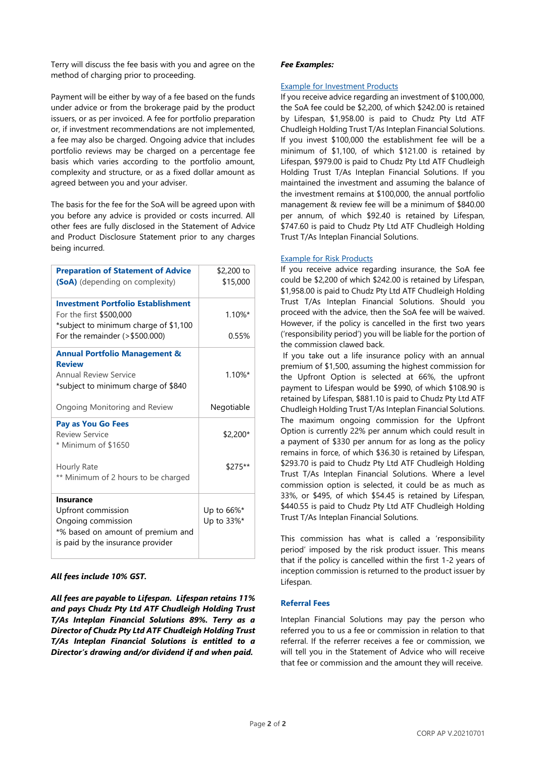Terry will discuss the fee basis with you and agree on the method of charging prior to proceeding.

Payment will be either by way of a fee based on the funds under advice or from the brokerage paid by the product issuers, or as per invoiced. A fee for portfolio preparation or, if investment recommendations are not implemented, a fee may also be charged. Ongoing advice that includes portfolio reviews may be charged on a percentage fee basis which varies according to the portfolio amount, complexity and structure, or as a fixed dollar amount as agreed between you and your adviser.

The basis for the fee for the SoA will be agreed upon with you before any advice is provided or costs incurred. All other fees are fully disclosed in the Statement of Advice and Product Disclosure Statement prior to any charges being incurred.

| | |
|---|---|
| **Preparation of Statement of Advice (SoA)** (depending on complexity) | $2,200 to $15,000 |
| **Investment Portfolio Establishment**<br>For the first $500,000<br>*subject to minimum charge of $1,100<br>For the remainder (>$500.000) | <br>1.10%*<br><br>0.55% |
| **Annual Portfolio Management & Review**<br>Annual Review Service<br>*subject to minimum charge of $840<br><br>Ongoing Monitoring and Review | <br>1.10%*<br><br><br>Negotiable |
| **Pay as You Go Fees**<br>Review Service<br>* Minimum of $1650<br><br>Hourly Rate<br>** Minimum of 2 hours to be charged | <br>$2,200*<br><br><br>$275** |
| **Insurance**<br>Upfront commission<br>Ongoing commission<br>*% based on amount of premium and is paid by the insurance provider | <br>Up to 66%*<br>Up to 33%* |

***All fees include 10% GST.***

***All fees are payable to Lifespan. Lifespan retains 11% and pays Chudz Pty Ltd ATF Chudleigh Holding Trust T/As Inteplan Financial Solutions 89%. Terry as a Director of Chudz Pty Ltd ATF Chudleigh Holding Trust T/As Inteplan Financial Solutions is entitled to a Director's drawing and/or dividend if and when paid.***

***Fee Examples:***

Example for Investment Products

If you receive advice regarding an investment of $100,000, the SoA fee could be $2,200, of which $242.00 is retained by Lifespan, $1,958.00 is paid to Chudz Pty Ltd ATF Chudleigh Holding Trust T/As Inteplan Financial Solutions. If you invest $100,000 the establishment fee will be a minimum of $1,100, of which $121.00 is retained by Lifespan, $979.00 is paid to Chudz Pty Ltd ATF Chudleigh Holding Trust T/As Inteplan Financial Solutions. If you maintained the investment and assuming the balance of the investment remains at $100,000, the annual portfolio management & review fee will be a minimum of $840.00 per annum, of which $92.40 is retained by Lifespan, $747.60 is paid to Chudz Pty Ltd ATF Chudleigh Holding Trust T/As Inteplan Financial Solutions.

Example for Risk Products

If you receive advice regarding insurance, the SoA fee could be $2,200 of which $242.00 is retained by Lifespan, $1,958.00 is paid to Chudz Pty Ltd ATF Chudleigh Holding Trust T/As Inteplan Financial Solutions. Should you proceed with the advice, then the SoA fee will be waived. However, if the policy is cancelled in the first two years ('responsibility period') you will be liable for the portion of the commission clawed back.

If you take out a life insurance policy with an annual premium of $1,500, assuming the highest commission for the Upfront Option is selected at 66%, the upfront payment to Lifespan would be $990, of which $108.90 is retained by Lifespan, $881.10 is paid to Chudz Pty Ltd ATF Chudleigh Holding Trust T/As Inteplan Financial Solutions. The maximum ongoing commission for the Upfront Option is currently 22% per annum which could result in a payment of $330 per annum for as long as the policy remains in force, of which $36.30 is retained by Lifespan, $293.70 is paid to Chudz Pty Ltd ATF Chudleigh Holding Trust T/As Inteplan Financial Solutions. Where a level commission option is selected, it could be as much as 33%, or $495, of which $54.45 is retained by Lifespan, $440.55 is paid to Chudz Pty Ltd ATF Chudleigh Holding Trust T/As Inteplan Financial Solutions.

This commission has what is called a 'responsibility period' imposed by the risk product issuer. This means that if the policy is cancelled within the first 1-2 years of inception commission is returned to the product issuer by Lifespan.

### Referral Fees

Inteplan Financial Solutions may pay the person who referred you to us a fee or commission in relation to that referral. If the referrer receives a fee or commission, we will tell you in the Statement of Advice who will receive that fee or commission and the amount they will receive.

CORP AP V.20210701